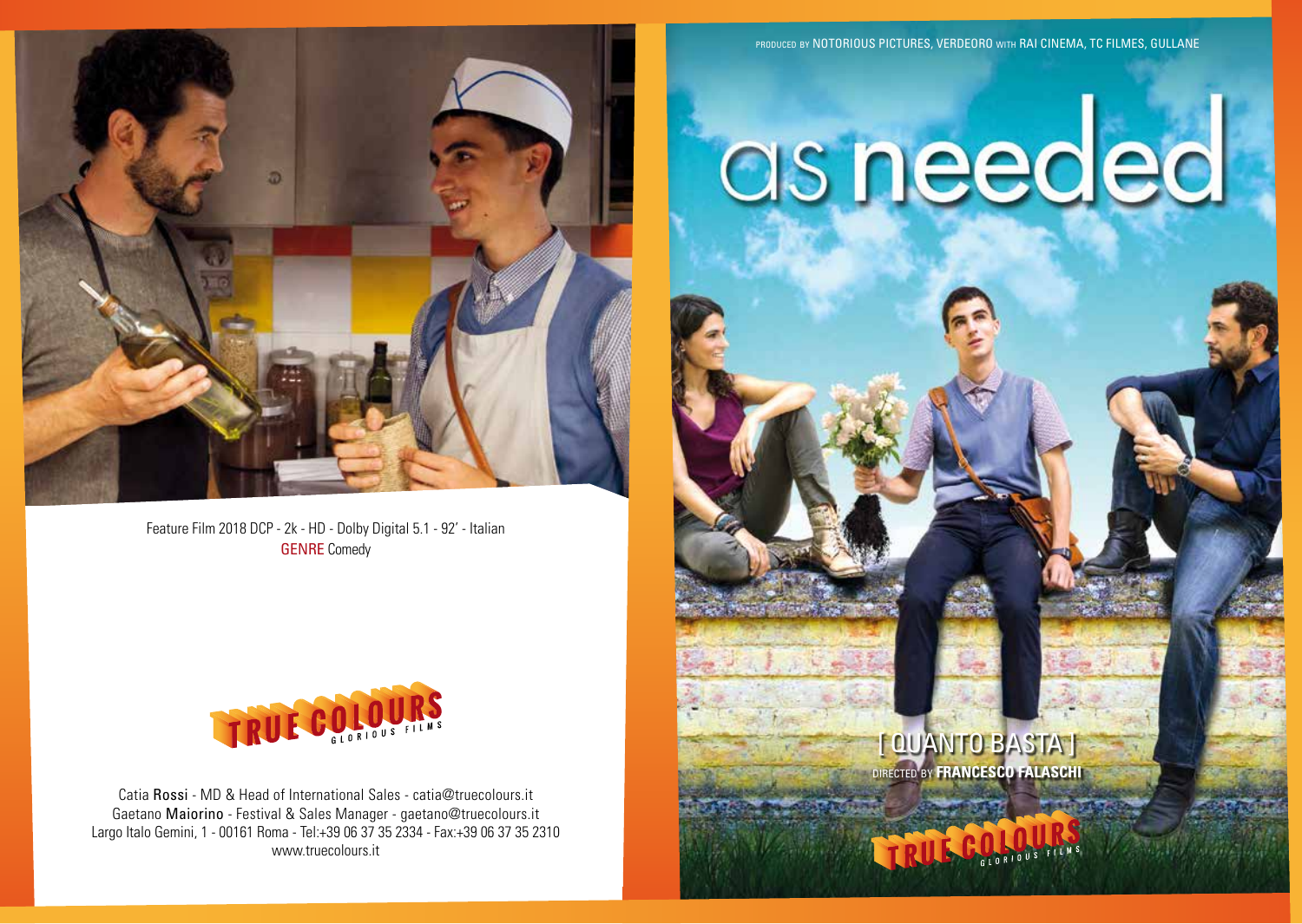Feature Film 2018 DCP - 2k - HD - Dolby Digital 5.1 - 92' - Italian
GENRE Comedy

TRUE COLOURS GLORIOUS FILMS

Catia Rossi - MD & Head of International Sales - catia@truecolours.it
Gaetano Maiorino - Festival & Sales Manager - gaetano@truecolours.it
Largo Italo Gemini, 1 - 00161 Roma - Tel:+39 06 37 35 2334 - Fax:+39 06 37 35 2310
www.truecolours.it

PRODUCED BY NOTORIOUS PICTURES, VERDEORO WITH RAI CINEMA, TC FILMES, GULLANE

# as needed

[ QUANTO BASTA ]

DIRECTED BY **FRANCESCO FALASCHI**

TRUE COLOURS GLORIOUS FILMS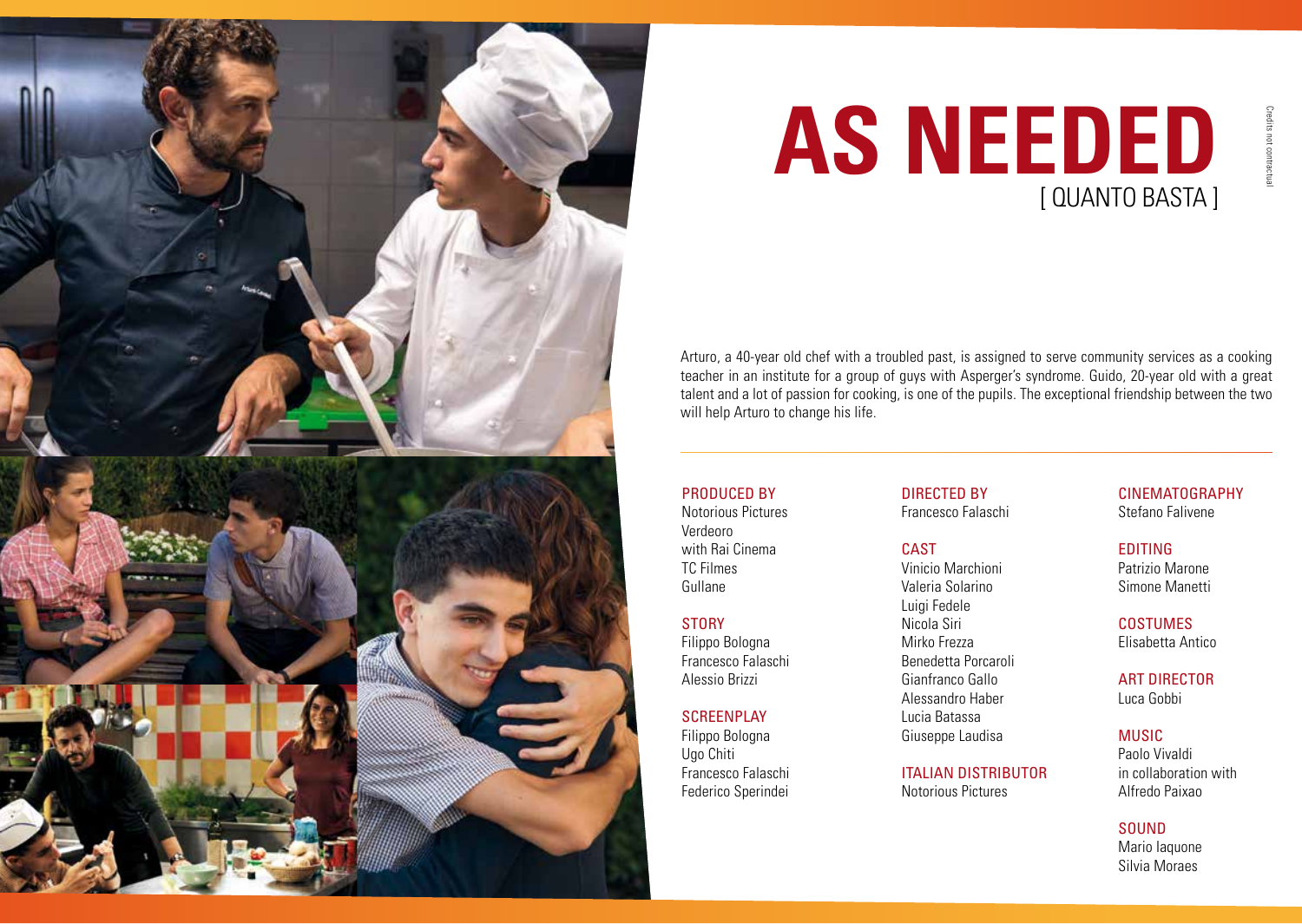# AS NEEDED
## [ QUANTO BASTA ]

Credits not contractual

Arturo, a 40-year old chef with a troubled past, is assigned to serve community services as a cooking teacher in an institute for a group of guys with Asperger's syndrome. Guido, 20-year old with a great talent and a lot of passion for cooking, is one of the pupils. The exceptional friendship between the two will help Arturo to change his life.

---

**PRODUCED BY**
Notorious Pictures
Verdeoro
with Rai Cinema
TC Filmes
Gullane

**STORY**
Filippo Bologna
Francesco Falaschi
Alessio Brizzi

**SCREENPLAY**
Filippo Bologna
Ugo Chiti
Francesco Falaschi
Federico Sperindei

**DIRECTED BY**
Francesco Falaschi

**CAST**
Vinicio Marchioni
Valeria Solarino
Luigi Fedele
Nicola Siri
Mirko Frezza
Benedetta Porcaroli
Gianfranco Gallo
Alessandro Haber
Lucia Batassa
Giuseppe Laudisa

**ITALIAN DISTRIBUTOR**
Notorious Pictures

**CINEMATOGRAPHY**
Stefano Falivene

**EDITING**
Patrizio Marone
Simone Manetti

**COSTUMES**
Elisabetta Antico

**ART DIRECTOR**
Luca Gobbi

**MUSIC**
Paolo Vivaldi
in collaboration with
Alfredo Paixao

**SOUND**
Mario Iaquone
Silvia Moraes